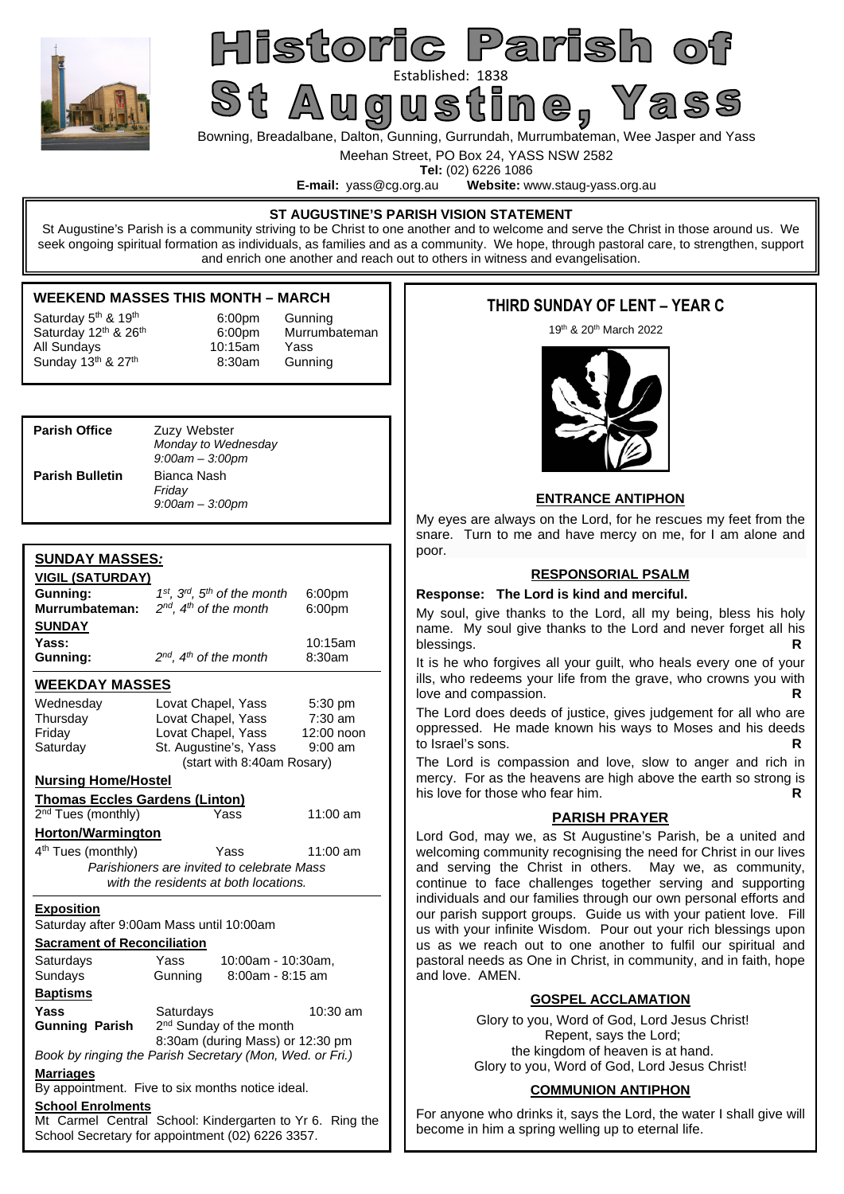# Historic Parish of St Augustine, Yass

Established: 1838

Bowning, Breadalbane, Dalton, Gunning, Gurrundah, Murrumbateman, Wee Jasper and Yass

Meehan Street, PO Box 24, YASS NSW 2582

**Tel:** (02) 6226 1086

**E-mail:** yass@cg.org.au **Website:** www.staug-yass.org.au

**ST AUGUSTINE'S PARISH VISION STATEMENT**

St Augustine's Parish is a community striving to be Christ to one another and to welcome and serve the Christ in those around us. We seek ongoing spiritual formation as individuals, as families and as a community. We hope, through pastoral care, to strengthen, support and enrich one another and reach out to others in witness and evangelisation.

## WEEKEND MASSES THIS MONTH – MARCH

| | | |
|---|---|---|
| Saturday 5th & 19th | 6:00pm | Gunning |
| Saturday 12th & 26th | 6:00pm | Murrumbateman |
| All Sundays | 10:15am | Yass |
| Sunday 13th & 27th | 8:30am | Gunning |

**Parish Office** Zuzy Webster
*Monday to Wednesday*
*9:00am – 3:00pm*

**Parish Bulletin** Bianca Nash
*Friday*
*9:00am – 3:00pm*

## SUNDAY MASSES:

**VIGIL (SATURDAY)**

| | | |
|---|---|---|
| **Gunning:** | *1st, 3rd, 5th of the month* | 6:00pm |
| **Murrumbateman:** | *2nd, 4th of the month* | 6:00pm |

**SUNDAY**

| | | |
|---|---|---|
| **Yass:** | | 10:15am |
| **Gunning:** | *2nd, 4th of the month* | 8:30am |

## WEEKDAY MASSES

| | | |
|---|---|---|
| Wednesday | Lovat Chapel, Yass | 5:30 pm |
| Thursday | Lovat Chapel, Yass | 7:30 am |
| Friday | Lovat Chapel, Yass | 12:00 noon |
| Saturday | St. Augustine's, Yass | 9:00 am |

(start with 8:40am Rosary)

**Nursing Home/Hostel**

**Thomas Eccles Gardens (Linton)**
2nd Tues (monthly) Yass 11:00 am

**Horton/Warmington**
4th Tues (monthly) Yass 11:00 am

*Parishioners are invited to celebrate Mass with the residents at both locations.*

**Exposition**
Saturday after 9:00am Mass until 10:00am

**Sacrament of Reconciliation**

| | | |
|---|---|---|
| Saturdays | Yass | 10:00am - 10:30am, |
| Sundays | Gunning | 8:00am - 8:15 am |

**Baptisms**

**Yass** Saturdays 10:30 am
**Gunning Parish** 2nd Sunday of the month
8:30am (during Mass) or 12:30 pm

*Book by ringing the Parish Secretary (Mon, Wed. or Fri.)*

**Marriages**
By appointment. Five to six months notice ideal.

**School Enrolments**
Mt Carmel Central School: Kindergarten to Yr 6. Ring the School Secretary for appointment (02) 6226 3357.

## THIRD SUNDAY OF LENT – YEAR C

19th & 20th March 2022

### ENTRANCE ANTIPHON

My eyes are always on the Lord, for he rescues my feet from the snare. Turn to me and have mercy on me, for I am alone and poor.

### RESPONSORIAL PSALM

**Response: The Lord is kind and merciful.**

My soul, give thanks to the Lord, all my being, bless his holy name. My soul give thanks to the Lord and never forget all his blessings. **R**

It is he who forgives all your guilt, who heals every one of your ills, who redeems your life from the grave, who crowns you with love and compassion. **R**

The Lord does deeds of justice, gives judgement for all who are oppressed. He made known his ways to Moses and his deeds to Israel's sons. **R**

The Lord is compassion and love, slow to anger and rich in mercy. For as the heavens are high above the earth so strong is his love for those who fear him. **R**

### PARISH PRAYER

Lord God, may we, as St Augustine's Parish, be a united and welcoming community recognising the need for Christ in our lives and serving the Christ in others. May we, as community, continue to face challenges together serving and supporting individuals and our families through our own personal efforts and our parish support groups. Guide us with your patient love. Fill us with your infinite Wisdom. Pour out your rich blessings upon us as we reach out to one another to fulfil our spiritual and pastoral needs as One in Christ, in community, and in faith, hope and love. AMEN.

### GOSPEL ACCLAMATION

Glory to you, Word of God, Lord Jesus Christ!
Repent, says the Lord;
the kingdom of heaven is at hand.
Glory to you, Word of God, Lord Jesus Christ!

### COMMUNION ANTIPHON

For anyone who drinks it, says the Lord, the water I shall give will become in him a spring welling up to eternal life.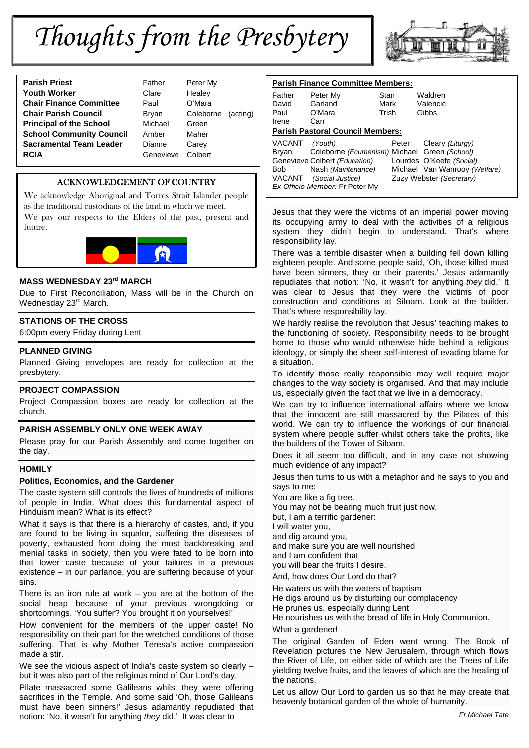# Thoughts from the Presbytery

| | | |
|---|---|---|
| **Parish Priest** | Father | Peter My |
| **Youth Worker** | Clare | Healey |
| **Chair Finance Committee** | Paul | O'Mara |
| **Chair Parish Council** | Bryan | Coleborne (acting) |
| **Principal of the School** | Michael | Green |
| **School Community Council** | Amber | Maher |
| **Sacramental Team Leader** | Dianne | Carey |
| **RCIA** | Genevieve | Colbert |

**Parish Finance Committee Members:**

| | | | |
|---|---|---|---|
| Father | Peter My | Stan | Waldren |
| David | Garland | Mark | Valencic |
| Paul | O'Mara | Trish | Gibbs |
| Irene | Carr | | |

**Parish Pastoral Council Members:**

| | | | |
|---|---|---|---|
| VACANT | *(Youth)* | Peter | Cleary *(Liturgy)* |
| Bryan | Coleborne *(Ecumenism)* | Michael | Green *(School)* |
| Genevieve | Colbert *(Education)* | Lourdes | O'Keefe *(Social)* |
| Bob | Nash *(Maintenance)* | Michael | Van Wanrooy *(Welfare)* |
| VACANT | *(Social Justice)* | Zuzy | Webster *(Secretary)* |

*Ex Officio Member:* Fr Peter My

## ACKNOWLEDGEMENT OF COUNTRY

We acknowledge Aboriginal and Torres Strait Islander people as the traditional custodians of the land in which we meet.
We pay our respects to the Elders of the past, present and future.

### MASS WEDNESDAY 23rd MARCH

Due to First Reconciliation, Mass will be in the Church on Wednesday 23rd March.

### STATIONS OF THE CROSS

6:00pm every Friday during Lent

### PLANNED GIVING

Planned Giving envelopes are ready for collection at the presbytery.

### PROJECT COMPASSION

Project Compassion boxes are ready for collection at the church.

### PARISH ASSEMBLY ONLY ONE WEEK AWAY

Please pray for our Parish Assembly and come together on the day.

### HOMILY

**Politics, Economics, and the Gardener**

The caste system still controls the lives of hundreds of millions of people in India. What does this fundamental aspect of Hinduism mean? What is its effect?

What it says is that there is a hierarchy of castes, and, if you are found to be living in squalor, suffering the diseases of poverty, exhausted from doing the most backbreaking and menial tasks in society, then you were fated to be born into that lower caste because of your failures in a previous existence – in our parlance, you are suffering because of your sins.

There is an iron rule at work – you are at the bottom of the social heap because of your previous wrongdoing or shortcomings. 'You suffer? You brought it on yourselves!'

How convenient for the members of the upper caste! No responsibility on their part for the wretched conditions of those suffering. That is why Mother Teresa's active compassion made a stir.

We see the vicious aspect of India's caste system so clearly – but it was also part of the religious mind of Our Lord's day.

Pilate massacred some Galileans whilst they were offering sacrifices in the Temple. And some said 'Oh, those Galileans must have been sinners!' Jesus adamantly repudiated that notion: 'No, it wasn't for anything *they* did.' It was clear to Jesus that they were the victims of an imperial power moving its occupying army to deal with the activities of a religious system they didn't begin to understand. That's where responsibility lay.

There was a terrible disaster when a building fell down killing eighteen people. And some people said, 'Oh, those killed must have been sinners, they or their parents.' Jesus adamantly repudiates that notion: 'No, it wasn't for anything *they* did.' It was clear to Jesus that they were the victims of poor construction and conditions at Siloam. Look at the builder. That's where responsibility lay.

We hardly realise the revolution that Jesus' teaching makes to the functioning of society. Responsibility needs to be brought home to those who would otherwise hide behind a religious ideology, or simply the sheer self-interest of evading blame for a situation.

To identify those really responsible may well require major changes to the way society is organised. And that may include us, especially given the fact that we live in a democracy.

We can try to influence international affairs where we know that the innocent are still massacred by the Pilates of this world. We can try to influence the workings of our financial system where people suffer whilst others take the profits, like the builders of the Tower of Siloam.

Does it all seem too difficult, and in any case not showing much evidence of any impact?

Jesus then turns to us with a metaphor and he says to you and says to me:

You are like a fig tree.
You may not be bearing much fruit just now,
but, I am a terrific gardener:
I will water you,
and dig around you,
and make sure you are well nourished
and I am confident that
you will bear the fruits I desire.

And, how does Our Lord do that?

He waters us with the waters of baptism
He digs around us by disturbing our complacency
He prunes us, especially during Lent
He nourishes us with the bread of life in Holy Communion.

What a gardener!

The original Garden of Eden went wrong. The Book of Revelation pictures the New Jerusalem, through which flows the River of Life, on either side of which are the Trees of Life yielding twelve fruits, and the leaves of which are the healing of the nations.

Let us allow Our Lord to garden us so that he may create that heavenly botanical garden of the whole of humanity.

*Fr Michael Tate*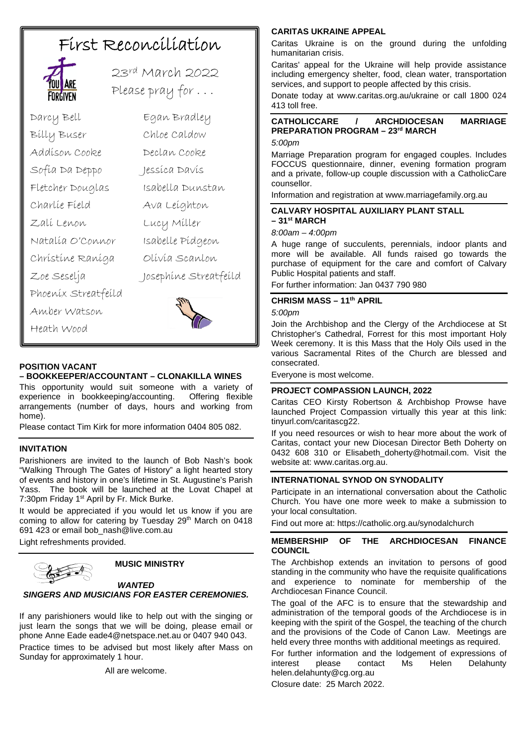# First Reconciliation

23rd March 2022

Please pray for . . .

Darcy Bell
Egan Bradley
Billy Buser
Chloe Caldow
Addison Cooke
Declan Cooke
Sofia Da Deppo
Jessica Davis
Fletcher Douglas
Isabella Dunstan
Charlie Field
Ava Leighton
Zali Lenon
Lucy Miller
Natalia O'Connor
Isabelle Pidgeon
Christine Raniga
Olivia Scanlon
Zoe Seselja
Josephine Streatfeild
Phoenix Streatfeild
Amber Watson
Heath Wood

## POSITION VACANT – BOOKKEEPER/ACCOUNTANT – CLONAKILLA WINES

This opportunity would suit someone with a variety of experience in bookkeeping/accounting. Offering flexible arrangements (number of days, hours and working from home).

Please contact Tim Kirk for more information 0404 805 082.

## INVITATION

Parishioners are invited to the launch of Bob Nash's book "Walking Through The Gates of History" a light hearted story of events and history in one's lifetime in St. Augustine's Parish Yass. The book will be launched at the Lovat Chapel at 7:30pm Friday 1st April by Fr. Mick Burke.

It would be appreciated if you would let us know if you are coming to allow for catering by Tuesday 29th March on 0418 691 423 or email bob_nash@live.com.au

Light refreshments provided.

## MUSIC MINISTRY

***WANTED***
***SINGERS AND MUSICIANS FOR EASTER CEREMONIES.***

If any parishioners would like to help out with the singing or just learn the songs that we will be doing, please email or phone Anne Eade eade4@netspace.net.au or 0407 940 043.

Practice times to be advised but most likely after Mass on Sunday for approximately 1 hour.

All are welcome.

## CARITAS UKRAINE APPEAL

Caritas Ukraine is on the ground during the unfolding humanitarian crisis.

Caritas' appeal for the Ukraine will help provide assistance including emergency shelter, food, clean water, transportation services, and support to people affected by this crisis.

Donate today at www.caritas.org.au/ukraine or call 1800 024 413 toll free.

## CATHOLICCARE / ARCHDIOCESAN MARRIAGE PREPARATION PROGRAM – 23rd MARCH

*5:00pm*

Marriage Preparation program for engaged couples. Includes FOCCUS questionnaire, dinner, evening formation program and a private, follow-up couple discussion with a CatholicCare counsellor.

Information and registration at www.marriagefamily.org.au

## CALVARY HOSPITAL AUXILIARY PLANT STALL – 31st MARCH

*8:00am – 4:00pm*

A huge range of succulents, perennials, indoor plants and more will be available. All funds raised go towards the purchase of equipment for the care and comfort of Calvary Public Hospital patients and staff.

For further information: Jan 0437 790 980

## CHRISM MASS – 11th APRIL

*5:00pm*

Join the Archbishop and the Clergy of the Archdiocese at St Christopher's Cathedral, Forrest for this most important Holy Week ceremony. It is this Mass that the Holy Oils used in the various Sacramental Rites of the Church are blessed and consecrated.

Everyone is most welcome.

## PROJECT COMPASSION LAUNCH, 2022

Caritas CEO Kirsty Robertson & Archbishop Prowse have launched Project Compassion virtually this year at this link: tinyurl.com/caritascg22.

If you need resources or wish to hear more about the work of Caritas, contact your new Diocesan Director Beth Doherty on 0432 608 310 or Elisabeth_doherty@hotmail.com. Visit the website at: www.caritas.org.au.

## INTERNATIONAL SYNOD ON SYNODALITY

Participate in an international conversation about the Catholic Church. You have one more week to make a submission to your local consultation.

Find out more at: https://catholic.org.au/synodalchurch

## MEMBERSHIP OF THE ARCHDIOCESAN FINANCE COUNCIL

The Archbishop extends an invitation to persons of good standing in the community who have the requisite qualifications and experience to nominate for membership of the Archdiocesan Finance Council.

The goal of the AFC is to ensure that the stewardship and administration of the temporal goods of the Archdiocese is in keeping with the spirit of the Gospel, the teaching of the church and the provisions of the Code of Canon Law. Meetings are held every three months with additional meetings as required.

For further information and the lodgement of expressions of interest please contact Ms Helen Delahunty helen.delahunty@cg.org.au

Closure date: 25 March 2022.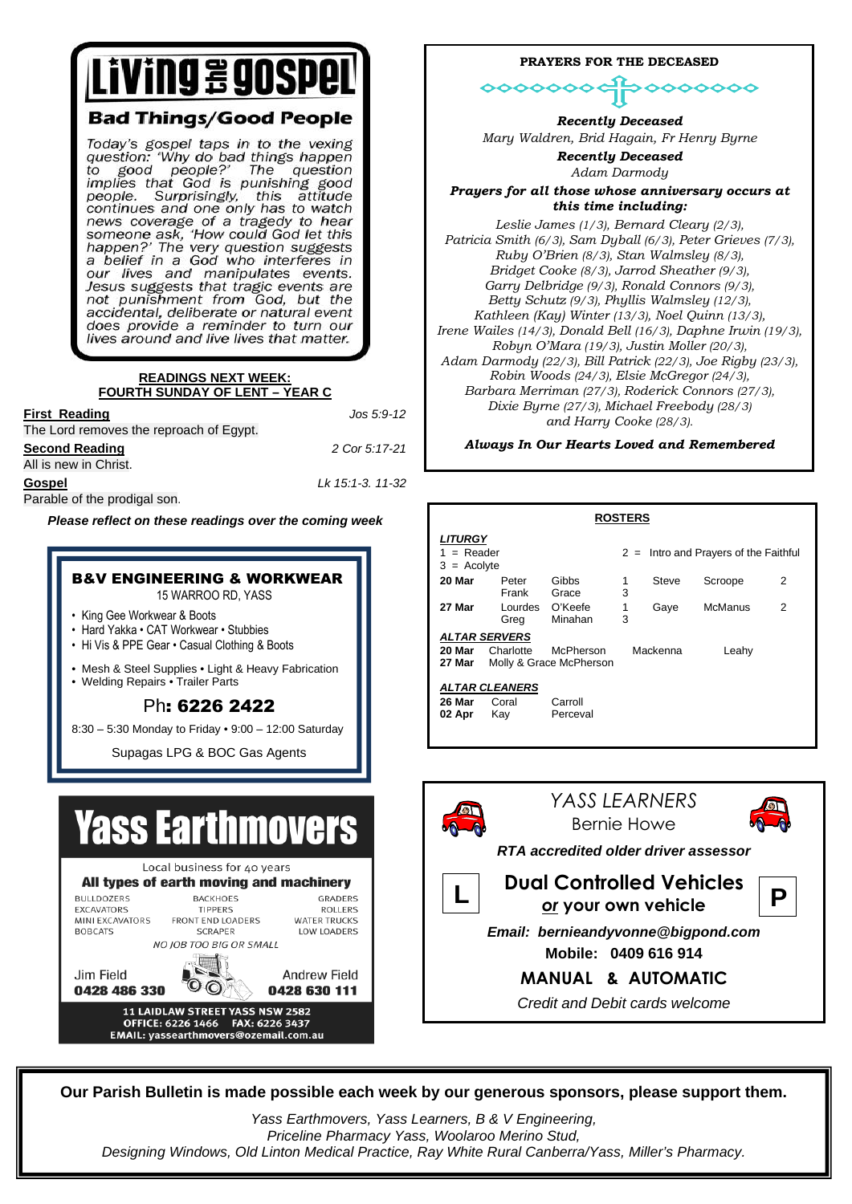## Living the gospel

### Bad Things/Good People

Today's gospel taps in to the vexing question: 'Why do bad things happen to good people?' The question implies that God is punishing good people. Surprisingly, this attitude continues and one only has to watch news coverage of a tragedy to hear someone ask, 'How could God let this happen?' The very question suggests a belief in a God who interferes in our lives and manipulates events. Jesus suggests that tragic events are not punishment from God, but the accidental, deliberate or natural event does provide a reminder to turn our lives around and live lives that matter.

**READINGS NEXT WEEK:**
**FOURTH SUNDAY OF LENT – YEAR C**

**First Reading** — *Jos 5:9-12*
The Lord removes the reproach of Egypt.

**Second Reading** — *2 Cor 5:17-21*
All is new in Christ.

**Gospel** — *Lk 15:1-3. 11-32*
Parable of the prodigal son.

***Please reflect on these readings over the coming week***

**B&V ENGINEERING & WORKWEAR**
15 WARROO RD, YASS

- King Gee Workwear & Boots
- Hard Yakka • CAT Workwear • Stubbies
- Hi Vis & PPE Gear • Casual Clothing & Boots
- Mesh & Steel Supplies • Light & Heavy Fabrication
- Welding Repairs • Trailer Parts

Ph: **6226 2422**

8:30 – 5:30 Monday to Friday • 9:00 – 12:00 Saturday

Supagas LPG & BOC Gas Agents

**Yass Earthmovers**

Local business for 40 years
**All types of earth moving and machinery**

BULLDOZERS, EXCAVATORS, MINI EXCAVATORS, BOBCATS, BACKHOES, TIPPERS, FRONT END LOADERS, SCRAPER, GRADERS, ROLLERS, WATER TRUCKS, LOW LOADERS

NO JOB TOO BIG OR SMALL

Jim Field **0428 486 330** — Andrew Field **0428 630 111**

**11 LAIDLAW STREET YASS NSW 2582**
**OFFICE: 6226 1466 FAX: 6226 3437**
**EMAIL: yassearthmovers@ozemail.com.au**

**PRAYERS FOR THE DECEASED**

***Recently Deceased***
*Mary Waldren, Brid Hagain, Fr Henry Byrne*

***Recently Deceased***
*Adam Darmody*

***Prayers for all those whose anniversary occurs at this time including:***

*Leslie James (1/3), Bernard Cleary (2/3), Patricia Smith (6/3), Sam Dyball (6/3), Peter Grieves (7/3), Ruby O'Brien (8/3), Stan Walmsley (8/3), Bridget Cooke (8/3), Jarrod Sheather (9/3), Garry Delbridge (9/3), Ronald Connors (9/3), Betty Schutz (9/3), Phyllis Walmsley (12/3), Kathleen (Kay) Winter (13/3), Noel Quinn (13/3), Irene Wailes (14/3), Donald Bell (16/3), Daphne Irwin (19/3), Robyn O'Mara (19/3), Justin Moller (20/3), Adam Darmody (22/3), Bill Patrick (22/3), Joe Rigby (23/3), Robin Woods (24/3), Elsie McGregor (24/3), Barbara Merriman (27/3), Roderick Connors (27/3), Dixie Byrne (27/3), Michael Freebody (28/3) and Harry Cooke (28/3).*

***Always In Our Hearts Loved and Remembered***

**ROSTERS**

***LITURGY***
1 = Reader  2 = Intro and Prayers of the Faithful
3 = Acolyte

| | | | | | | |
|---|---|---|---|---|---|---|
| **20 Mar** | Peter<br>Frank | Gibbs<br>Grace | 1<br>3 | Steve | Scroope | 2 |
| **27 Mar** | Lourdes<br>Greg | O'Keefe<br>Minahan | 1<br>3 | Gaye | McManus | 2 |

***ALTAR SERVERS***

| | | | | |
|---|---|---|---|---|
| **20 Mar** | Charlotte | McPherson | Mackenna | Leahy |
| **27 Mar** | Molly & Grace McPherson | | | |

***ALTAR CLEANERS***

| | | |
|---|---|---|
| **26 Mar** | Coral | Carroll |
| **02 Apr** | Kay | Perceval |

*YASS LEARNERS*
Bernie Howe

***RTA accredited older driver assessor***

L **Dual Controlled Vehicles** P
***or*** **your own vehicle**

***Email: bernieandyvonne@bigpond.com***
**Mobile: 0409 616 914**
**MANUAL & AUTOMATIC**
*Credit and Debit cards welcome*

**Our Parish Bulletin is made possible each week by our generous sponsors, please support them.**

*Yass Earthmovers, Yass Learners, B & V Engineering, Priceline Pharmacy Yass, Woolaroo Merino Stud, Designing Windows, Old Linton Medical Practice, Ray White Rural Canberra/Yass, Miller's Pharmacy.*